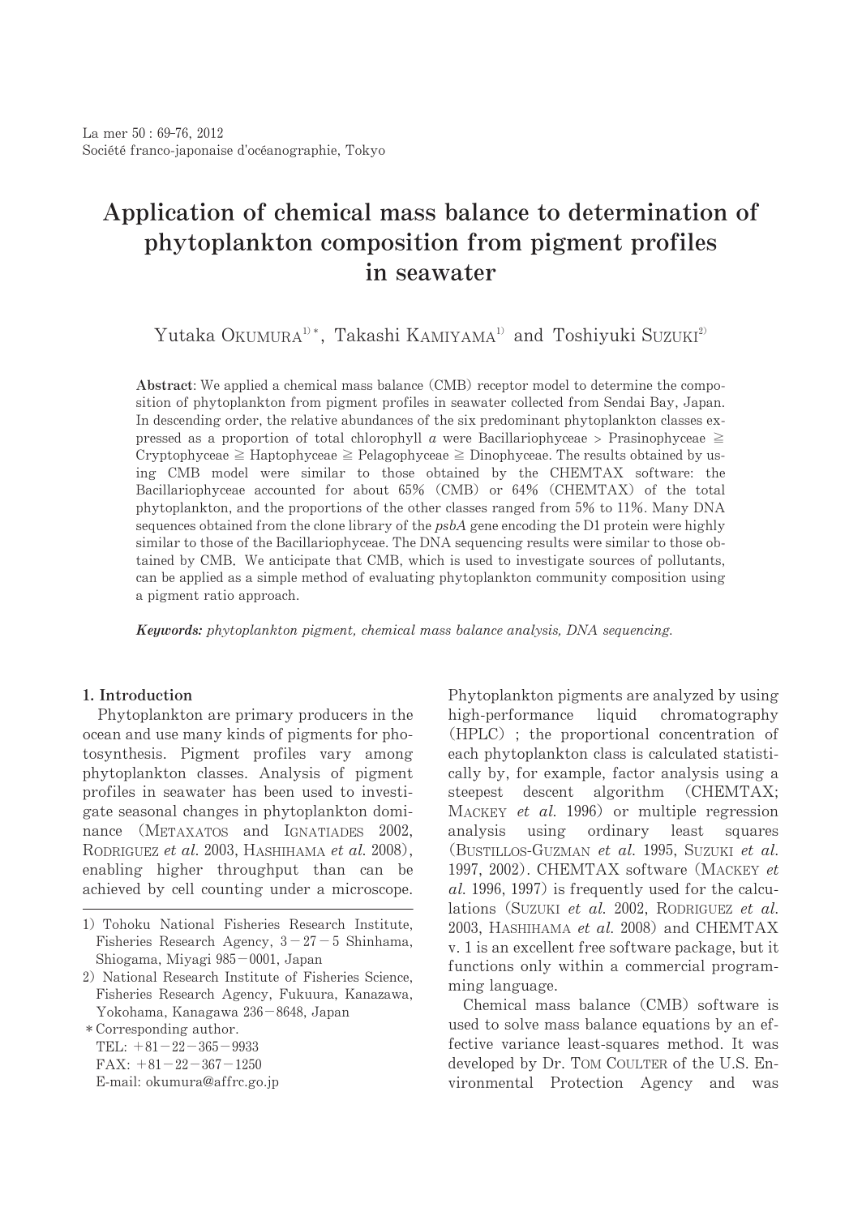# Application of chemical mass balance to determination of phytoplankton composition from pigment profiles in seawater

Yutaka OKUMURA[1)*], Takashi KAMIYAMA[1)] and Toshiyuki SUZUKI[2)]

**Abstract**: We applied a chemical mass balance (CMB) receptor model to determine the composition of phytoplankton from pigment profiles in seawater collected from Sendai Bay, Japan. In descending order, the relative abundances of the six predominant phytoplankton classes expressed as a proportion of total chlorophyll *a* were Bacillariophyceae > Prasinophyceae ≧ Cryptophyceae ≧ Haptophyceae ≧ Pelagophyceae ≧ Dinophyceae. The results obtained by using CMB model were similar to those obtained by the CHEMTAX software: the Bacillariophyceae accounted for about 65% (CMB) or 64% (CHEMTAX) of the total phytoplankton, and the proportions of the other classes ranged from 5% to 11%. Many DNA sequences obtained from the clone library of the *psbA* gene encoding the D1 protein were highly similar to those of the Bacillariophyceae. The DNA sequencing results were similar to those obtained by CMB. We anticipate that CMB, which is used to investigate sources of pollutants, can be applied as a simple method of evaluating phytoplankton community composition using a pigment ratio approach.

***Keywords:*** *phytoplankton pigment, chemical mass balance analysis, DNA sequencing.*

## 1. Introduction

Phytoplankton are primary producers in the ocean and use many kinds of pigments for photosynthesis. Pigment profiles vary among phytoplankton classes. Analysis of pigment profiles in seawater has been used to investigate seasonal changes in phytoplankton dominance (METAXATOS and IGNATIADES 2002, RODRIGUEZ *et al.* 2003, HASHIHAMA *et al.* 2008), enabling higher throughput than can be achieved by cell counting under a microscope. Phytoplankton pigments are analyzed by using high-performance liquid chromatography (HPLC); the proportional concentration of each phytoplankton class is calculated statistically by, for example, factor analysis using a steepest descent algorithm (CHEMTAX; MACKEY *et al.* 1996) or multiple regression analysis using ordinary least squares (BUSTILLOS-GUZMAN *et al.* 1995, SUZUKI *et al.* 1997, 2002). CHEMTAX software (MACKEY *et al.* 1996, 1997) is frequently used for the calculations (SUZUKI *et al.* 2002, RODRIGUEZ *et al.* 2003, HASHIHAMA *et al.* 2008) and CHEMTAX v. 1 is an excellent free software package, but it functions only within a commercial programming language.

Chemical mass balance (CMB) software is used to solve mass balance equations by an effective variance least-squares method. It was developed by Dr. TOM COULTER of the U.S. Environmental Protection Agency and was

---

1) Tohoku National Fisheries Research Institute, Fisheries Research Agency, 3−27−5 Shinhama, Shiogama, Miyagi 985−0001, Japan

2) National Research Institute of Fisheries Science, Fisheries Research Agency, Fukuura, Kanazawa, Yokohama, Kanagawa 236−8648, Japan

\* Corresponding author.
TEL: +81−22−365−9933
FAX: +81−22−367−1250
E-mail: okumura@affrc.go.jp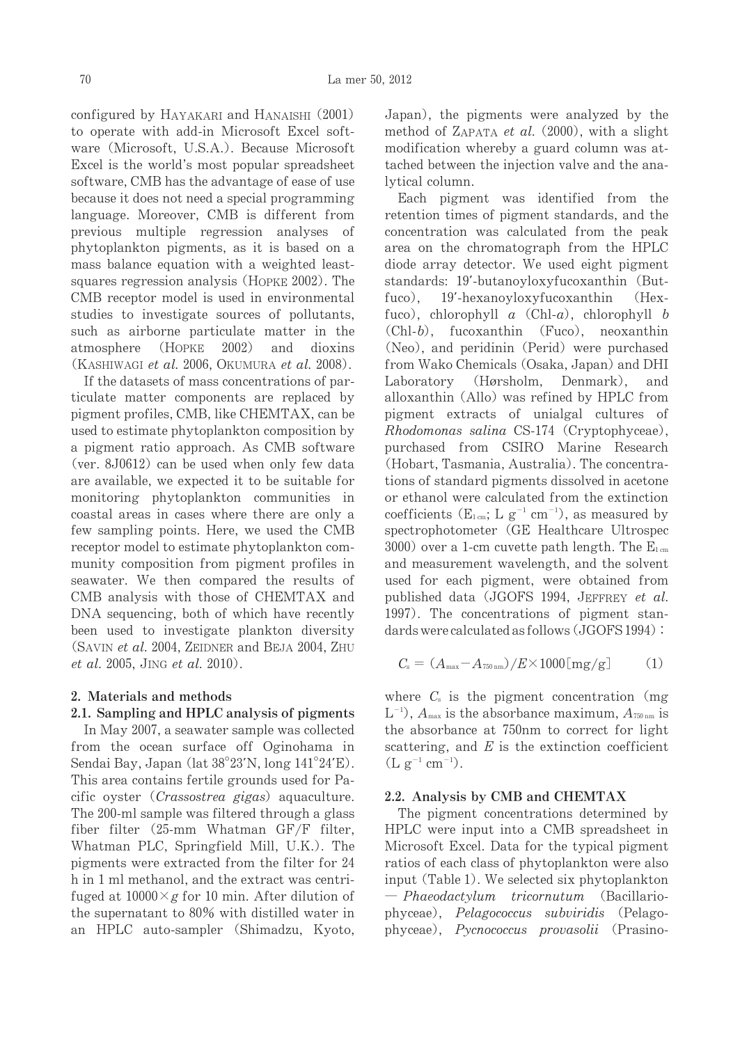configured by HAYAKARI and HANAISHI (2001) to operate with add-in Microsoft Excel software (Microsoft, U.S.A.). Because Microsoft Excel is the world's most popular spreadsheet software, CMB has the advantage of ease of use because it does not need a special programming language. Moreover, CMB is different from previous multiple regression analyses of phytoplankton pigments, as it is based on a mass balance equation with a weighted least-squares regression analysis (HOPKE 2002). The CMB receptor model is used in environmental studies to investigate sources of pollutants, such as airborne particulate matter in the atmosphere (HOPKE 2002) and dioxins (KASHIWAGI *et al.* 2006, OKUMURA *et al.* 2008).

If the datasets of mass concentrations of particulate matter components are replaced by pigment profiles, CMB, like CHEMTAX, can be used to estimate phytoplankton composition by a pigment ratio approach. As CMB software (ver. 8J0612) can be used when only few data are available, we expected it to be suitable for monitoring phytoplankton communities in coastal areas in cases where there are only a few sampling points. Here, we used the CMB receptor model to estimate phytoplankton community composition from pigment profiles in seawater. We then compared the results of CMB analysis with those of CHEMTAX and DNA sequencing, both of which have recently been used to investigate plankton diversity (SAVIN *et al.* 2004, ZEIDNER and BEJA 2004, ZHU *et al.* 2005, JING *et al.* 2010).

## 2. Materials and methods

### 2.1. Sampling and HPLC analysis of pigments

In May 2007, a seawater sample was collected from the ocean surface off Oginohama in Sendai Bay, Japan (lat 38°23′N, long 141°24′E). This area contains fertile grounds used for Pacific oyster (*Crassostrea gigas*) aquaculture. The 200-ml sample was filtered through a glass fiber filter (25-mm Whatman GF/F filter, Whatman PLC, Springfield Mill, U.K.). The pigments were extracted from the filter for 24 h in 1 ml methanol, and the extract was centrifuged at $10000\times g$ for 10 min. After dilution of the supernatant to 80% with distilled water in an HPLC auto-sampler (Shimadzu, Kyoto, Japan), the pigments were analyzed by the method of ZAPATA *et al.* (2000), with a slight modification whereby a guard column was attached between the injection valve and the analytical column.

Each pigment was identified from the retention times of pigment standards, and the concentration was calculated from the peak area on the chromatograph from the HPLC diode array detector. We used eight pigment standards: 19′-butanoyloxyfucoxanthin (But-fuco), 19′-hexanoyloxyfucoxanthin (Hex-fuco), chlorophyll *a* (Chl-*a*), chlorophyll *b* (Chl-*b*), fucoxanthin (Fuco), neoxanthin (Neo), and peridinin (Perid) were purchased from Wako Chemicals (Osaka, Japan) and DHI Laboratory (Hørsholm, Denmark), and alloxanthin (Allo) was refined by HPLC from pigment extracts of unialgal cultures of *Rhodomonas salina* CS-174 (Cryptophyceae), purchased from CSIRO Marine Research (Hobart, Tasmania, Australia). The concentrations of standard pigments dissolved in acetone or ethanol were calculated from the extinction coefficients ($E_{1\,cm}$; L $g^{-1}$ $cm^{-1}$), as measured by spectrophotometer (GE Healthcare Ultrospec 3000) over a 1-cm cuvette path length. The $E_{1\,cm}$ and measurement wavelength, and the solvent used for each pigment, were obtained from published data (JGOFS 1994, JEFFREY *et al.* 1997). The concentrations of pigment standards were calculated as follows (JGOFS 1994):

$$C_s = (A_{max} - A_{750\,nm}) / E \times 1000\,[\text{mg/g}] \qquad (1)$$

where $C_s$ is the pigment concentration (mg $L^{-1}$), $A_{max}$ is the absorbance maximum, $A_{750\,nm}$ is the absorbance at 750nm to correct for light scattering, and $E$ is the extinction coefficient (L $g^{-1}$ $cm^{-1}$).

### 2.2. Analysis by CMB and CHEMTAX

The pigment concentrations determined by HPLC were input into a CMB spreadsheet in Microsoft Excel. Data for the typical pigment ratios of each class of phytoplankton were also input (Table 1). We selected six phytoplankton — *Phaeodactylum tricornutum* (Bacillariophyceae), *Pelagococcus subviridis* (Pelagophyceae), *Pycnococcus provasolii* (Prasino-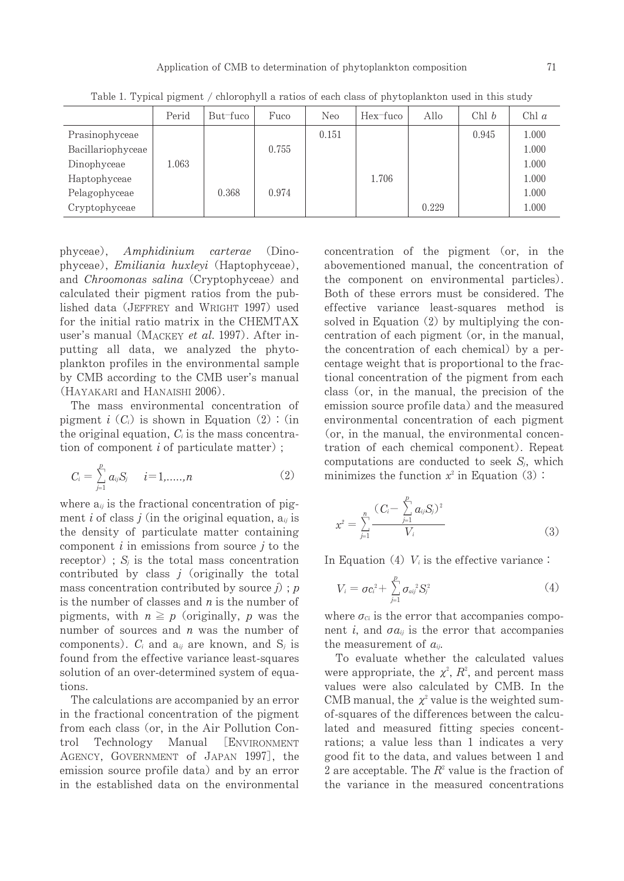Table 1. Typical pigment / chlorophyll a ratios of each class of phytoplankton used in this study

| | Perid | But-fuco | Fuco | Neo | Hex-fuco | Allo | Chl *b* | Chl *a* |
|---|---|---|---|---|---|---|---|---|
| Prasinophyceae | | | | 0.151 | | | 0.945 | 1.000 |
| Bacillariophyceae | | | 0.755 | | | | | 1.000 |
| Dinophyceae | 1.063 | | | | | | | 1.000 |
| Haptophyceae | | | | | 1.706 | | | 1.000 |
| Pelagophyceae | | 0.368 | 0.974 | | | | | 1.000 |
| Cryptophyceae | | | | | | 0.229 | | 1.000 |

phyceae), *Amphidinium carterae* (Dinophyceae), *Emiliania huxleyi* (Haptophyceae), and *Chroomonas salina* (Cryptophyceae) and calculated their pigment ratios from the published data (JEFFREY and WRIGHT 1997) used for the initial ratio matrix in the CHEMTAX user's manual (MACKEY *et al.* 1997). After inputting all data, we analyzed the phytoplankton profiles in the environmental sample by CMB according to the CMB user's manual (HAYAKARI and HANAISHI 2006).

The mass environmental concentration of pigment $i$ ($C_i$) is shown in Equation (2) : (in the original equation, $C_i$ is the mass concentration of component $i$ of particulate matter) ;

$$C_i = \sum_{j=1}^{p} a_{ij} S_j \quad i=1,\ldots\ldots,n \tag{2}$$

where $a_{ij}$ is the fractional concentration of pigment $i$ of class $j$ (in the original equation, $a_{ij}$ is the density of particulate matter containing component $i$ in emissions from source $j$ to the receptor) ; $S_j$ is the total mass concentration contributed by class $j$ (originally the total mass concentration contributed by source $j$) ; $p$ is the number of classes and $n$ is the number of pigments, with $n \geqq p$ (originally, $p$ was the number of sources and $n$ was the number of components). $C_i$ and $a_{ij}$ are known, and $S_j$ is found from the effective variance least-squares solution of an over-determined system of equations.

The calculations are accompanied by an error in the fractional concentration of the pigment from each class (or, in the Air Pollution Control Technology Manual [ENVIRONMENT AGENCY, GOVERNMENT of JAPAN 1997], the emission source profile data) and by an error in the established data on the environmental concentration of the pigment (or, in the abovementioned manual, the concentration of the component on environmental particles). Both of these errors must be considered. The effective variance least-squares method is solved in Equation (2) by multiplying the concentration of each pigment (or, in the manual, the concentration of each chemical) by a percentage weight that is proportional to the fractional concentration of the pigment from each class (or, in the manual, the precision of the emission source profile data) and the measured environmental concentration of each pigment (or, in the manual, the environmental concentration of each chemical component). Repeat computations are conducted to seek $S_j$, which minimizes the function $x^2$ in Equation (3) :

$$x^2 = \sum_{j=1}^{n} \frac{(C_i - \sum_{j=1}^{p} a_{ij} S_j)^2}{V_i} \tag{3}$$

In Equation (4) $V_i$ is the effective variance :

$$V_i = \sigma c_i^2 + \sum_{j=1}^{p} \sigma_{aij}^2 S_j^2 \tag{4}$$

where $\sigma_{Ci}$ is the error that accompanies component $i$, and $\sigma a_{ij}$ is the error that accompanies the measurement of $a_{ij}$.

To evaluate whether the calculated values were appropriate, the $\chi^2$, $R^2$, and percent mass values were also calculated by CMB. In the CMB manual, the $\chi^2$ value is the weighted sum-of-squares of the differences between the calculated and measured fitting species concentrations; a value less than 1 indicates a very good fit to the data, and values between 1 and 2 are acceptable. The $R^2$ value is the fraction of the variance in the measured concentrations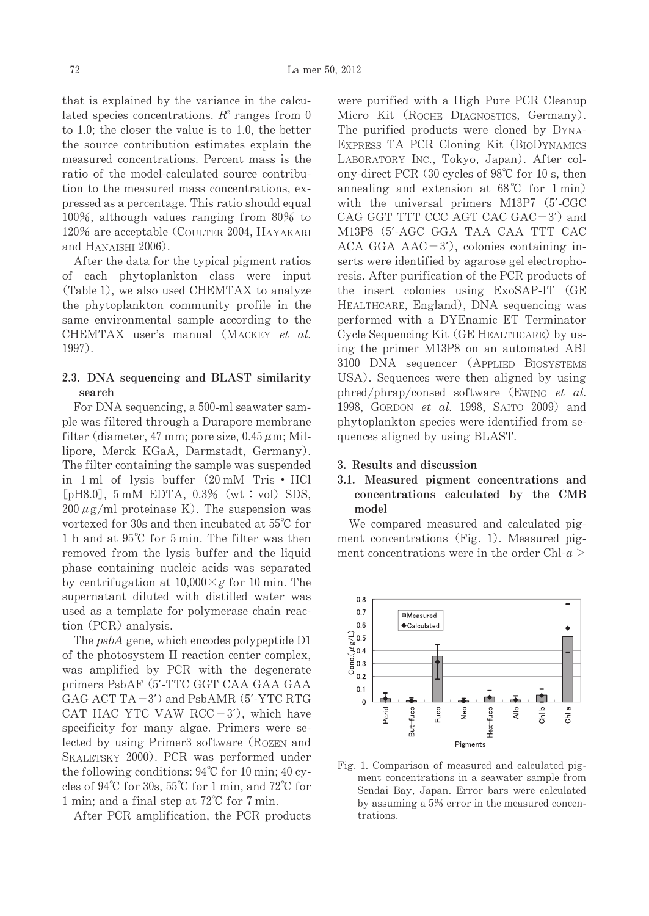that is explained by the variance in the calculated species concentrations. $R^2$ ranges from 0 to 1.0; the closer the value is to 1.0, the better the source contribution estimates explain the measured concentrations. Percent mass is the ratio of the model-calculated source contribution to the measured mass concentrations, expressed as a percentage. This ratio should equal 100%, although values ranging from 80% to 120% are acceptable (COULTER 2004, HAYAKARI and HANAISHI 2006).

After the data for the typical pigment ratios of each phytoplankton class were input (Table 1), we also used CHEMTAX to analyze the phytoplankton community profile in the same environmental sample according to the CHEMTAX user's manual (MACKEY *et al.* 1997).

### 2.3. DNA sequencing and BLAST similarity search

For DNA sequencing, a 500-ml seawater sample was filtered through a Durapore membrane filter (diameter, 47 mm; pore size, 0.45 $\mu$m; Millipore, Merck KGaA, Darmstadt, Germany). The filter containing the sample was suspended in 1 ml of lysis buffer (20 mM Tris・HCl [pH8.0], 5 mM EDTA, 0.3% (wt : vol) SDS, 200 $\mu$g/ml proteinase K). The suspension was vortexed for 30s and then incubated at 55℃ for 1 h and at 95℃ for 5 min. The filter was then removed from the lysis buffer and the liquid phase containing nucleic acids was separated by centrifugation at 10,000 $\times g$ for 10 min. The supernatant diluted with distilled water was used as a template for polymerase chain reaction (PCR) analysis.

The *psbA* gene, which encodes polypeptide D1 of the photosystem II reaction center complex, was amplified by PCR with the degenerate primers PsbAF (5′-TTC GGT CAA GAA GAA GAG ACT TA－3′) and PsbAMR (5′-YTC RTG CAT HAC YTC VAW RCC－3′), which have specificity for many algae. Primers were selected by using Primer3 software (ROZEN and SKALETSKY 2000). PCR was performed under the following conditions: 94℃ for 10 min; 40 cycles of 94℃ for 30s, 55℃ for 1 min, and 72℃ for 1 min; and a final step at 72℃ for 7 min.

After PCR amplification, the PCR products were purified with a High Pure PCR Cleanup Micro Kit (ROCHE DIAGNOSTICS, Germany). The purified products were cloned by DYNAEXPRESS TA PCR Cloning Kit (BIODYNAMICS LABORATORY INC., Tokyo, Japan). After colony-direct PCR (30 cycles of 98℃ for 10 s, then annealing and extension at 68℃ for 1 min) with the universal primers M13P7 (5′-CGC CAG GGT TTT CCC AGT CAC GAC－3′) and M13P8 (5′-AGC GGA TAA CAA TTT CAC ACA GGA AAC－3′), colonies containing inserts were identified by agarose gel electrophoresis. After purification of the PCR products of the insert colonies using ExoSAP-IT (GE HEALTHCARE, England), DNA sequencing was performed with a DYEnamic ET Terminator Cycle Sequencing Kit (GE HEALTHCARE) by using the primer M13P8 on an automated ABI 3100 DNA sequencer (APPLIED BIOSYSTEMS USA). Sequences were then aligned by using phred/phrap/consed software (EWING *et al.* 1998, GORDON *et al.* 1998, SAITO 2009) and phytoplankton species were identified from sequences aligned by using BLAST.

## 3. Results and discussion

### 3.1. Measured pigment concentrations and concentrations calculated by the CMB model

We compared measured and calculated pigment concentrations (Fig. 1). Measured pigment concentrations were in the order Chl-*a* >

Conc.($\mu$g/L)
0.8
0.7
0.6
0.5
0.4
0.3
0.2
0.1
0
Measured
Calculated
Perid
But-fuco
Fuco
Neo
Hex-fuco
Allo
Chl b
Chl a
Pigments

Fig. 1. Comparison of measured and calculated pigment concentrations in a seawater sample from Sendai Bay, Japan. Error bars were calculated by assuming a 5% error in the measured concentrations.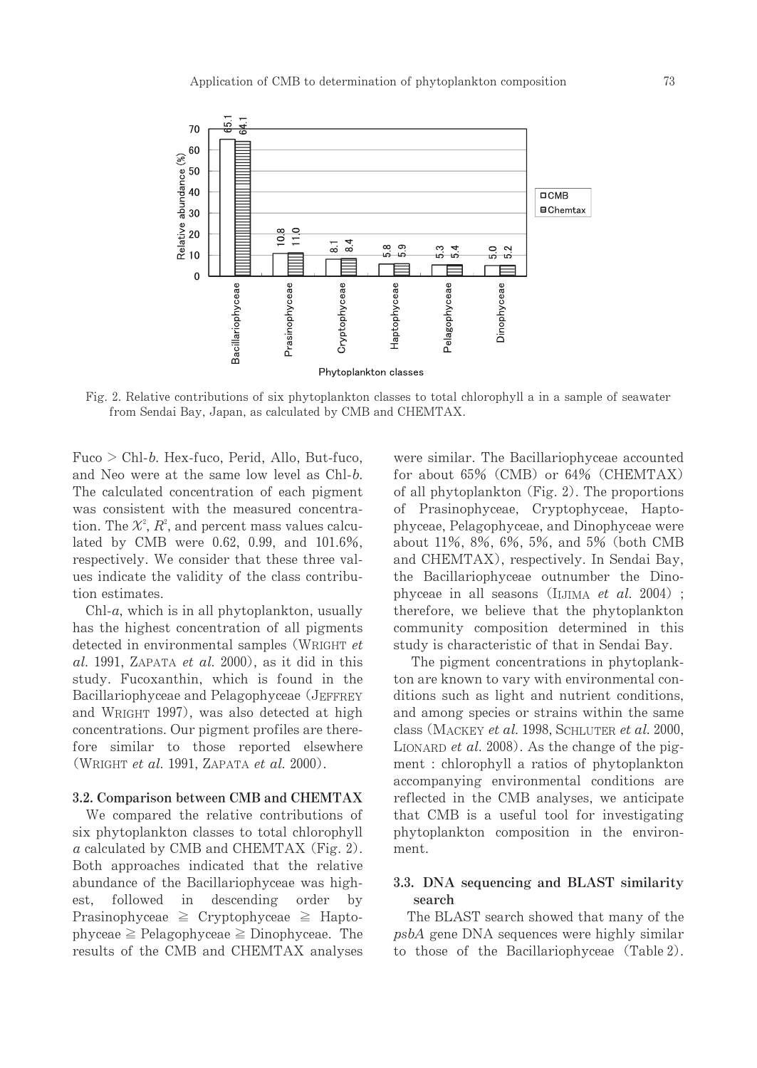70
60
50
40
30
20
10
0

Relative abundance (%)

65.1 64.1

10.8 11.0

8.1 8.4

5.8 5.9

5.3 5.4

5.0 5.2

Bacillariophyceae

Prasinophyceae

Cryptophyceae

Haptophyceae

Pelagophyceae

Dinophyceae

Phytoplankton classes

CMB

Chemtax

Fig. 2. Relative contributions of six phytoplankton classes to total chlorophyll a in a sample of seawater from Sendai Bay, Japan, as calculated by CMB and CHEMTAX.

Fuco > Chl-*b*. Hex-fuco, Perid, Allo, But-fuco, and Neo were at the same low level as Chl-*b*. The calculated concentration of each pigment was consistent with the measured concentration. The $\mathcal{X}^2$, $R^2$, and percent mass values calculated by CMB were 0.62, 0.99, and 101.6%, respectively. We consider that these three values indicate the validity of the class contribution estimates.

Chl-*a*, which is in all phytoplankton, usually has the highest concentration of all pigments detected in environmental samples (Wright *et al.* 1991, Zapata *et al.* 2000), as it did in this study. Fucoxanthin, which is found in the Bacillariophyceae and Pelagophyceae (Jeffrey and Wright 1997), was also detected at high concentrations. Our pigment profiles are therefore similar to those reported elsewhere (Wright *et al.* 1991, Zapata *et al.* 2000).

### 3.2. Comparison between CMB and CHEMTAX

We compared the relative contributions of six phytoplankton classes to total chlorophyll *a* calculated by CMB and CHEMTAX (Fig. 2). Both approaches indicated that the relative abundance of the Bacillariophyceae was highest, followed in descending order by Prasinophyceae ≧ Cryptophyceae ≧ Haptophyceae ≧ Pelagophyceae ≧ Dinophyceae. The results of the CMB and CHEMTAX analyses were similar. The Bacillariophyceae accounted for about 65% (CMB) or 64% (CHEMTAX) of all phytoplankton (Fig. 2). The proportions of Prasinophyceae, Cryptophyceae, Haptophyceae, Pelagophyceae, and Dinophyceae were about 11%, 8%, 6%, 5%, and 5% (both CMB and CHEMTAX), respectively. In Sendai Bay, the Bacillariophyceae outnumber the Dinophyceae in all seasons (Iijima *et al.* 2004) ; therefore, we believe that the phytoplankton community composition determined in this study is characteristic of that in Sendai Bay.

The pigment concentrations in phytoplankton are known to vary with environmental conditions such as light and nutrient conditions, and among species or strains within the same class (Mackey *et al.* 1998, Schluter *et al.* 2000, Lionard *et al.* 2008). As the change of the pigment : chlorophyll a ratios of phytoplankton accompanying environmental conditions are reflected in the CMB analyses, we anticipate that CMB is a useful tool for investigating phytoplankton composition in the environment.

### 3.3. DNA sequencing and BLAST similarity search

The BLAST search showed that many of the *psbA* gene DNA sequences were highly similar to those of the Bacillariophyceae (Table 2).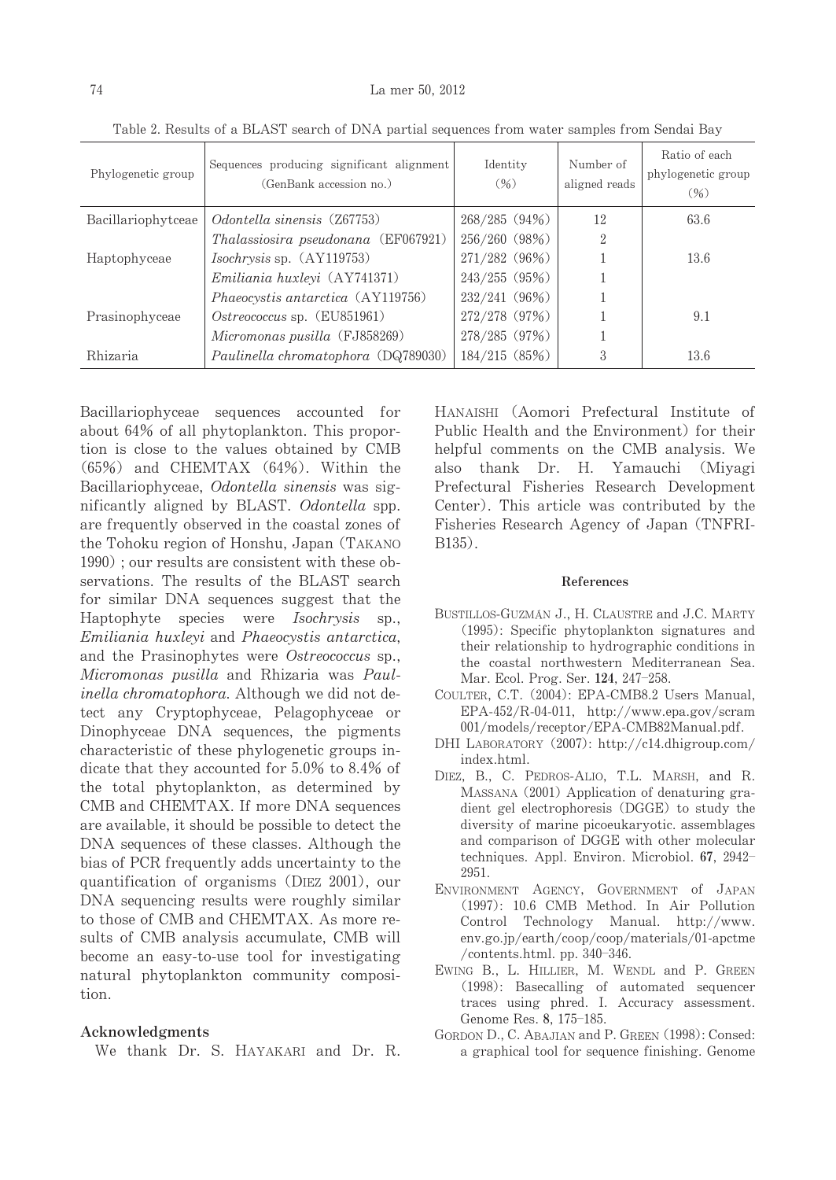Table 2. Results of a BLAST search of DNA partial sequences from water samples from Sendai Bay

| Phylogenetic group | Sequences producing significant alignment (GenBank accession no.) | Identity (%) | Number of aligned reads | Ratio of each phylogenetic group (%) |
|---|---|---|---|---|
| Bacillariophytceae | *Odontella sinensis* (Z67753) | 268/285 (94%) | 12 | 63.6 |
| | *Thalassiosira pseudonana* (EF067921) | 256/260 (98%) | 2 | |
| Haptophyceae | *Isochrysis* sp. (AY119753) | 271/282 (96%) | 1 | 13.6 |
| | *Emiliania huxleyi* (AY741371) | 243/255 (95%) | 1 | |
| | *Phaeocystis antarctica* (AY119756) | 232/241 (96%) | 1 | |
| Prasinophyceae | *Ostreococcus* sp. (EU851961) | 272/278 (97%) | 1 | 9.1 |
| | *Micromonas pusilla* (FJ858269) | 278/285 (97%) | 1 | |
| Rhizaria | *Paulinella chromatophora* (DQ789030) | 184/215 (85%) | 3 | 13.6 |

Bacillariophyceae sequences accounted for about 64% of all phytoplankton. This proportion is close to the values obtained by CMB (65%) and CHEMTAX (64%). Within the Bacillariophyceae, *Odontella sinensis* was significantly aligned by BLAST. *Odontella* spp. are frequently observed in the coastal zones of the Tohoku region of Honshu, Japan (TAKANO 1990) ; our results are consistent with these observations. The results of the BLAST search for similar DNA sequences suggest that the Haptophyte species were *Isochrysis* sp., *Emiliania huxleyi* and *Phaeocystis antarctica*, and the Prasinophytes were *Ostreococcus* sp., *Micromonas pusilla* and Rhizaria was *Paulinella chromatophora*. Although we did not detect any Cryptophyceae, Pelagophyceae or Dinophyceae DNA sequences, the pigments characteristic of these phylogenetic groups indicate that they accounted for 5.0% to 8.4% of the total phytoplankton, as determined by CMB and CHEMTAX. If more DNA sequences are available, it should be possible to detect the DNA sequences of these classes. Although the bias of PCR frequently adds uncertainty to the quantification of organisms (DIEZ 2001), our DNA sequencing results were roughly similar to those of CMB and CHEMTAX. As more results of CMB analysis accumulate, CMB will become an easy-to-use tool for investigating natural phytoplankton community composition.

## Acknowledgments

We thank Dr. S. HAYAKARI and Dr. R. HANAISHI (Aomori Prefectural Institute of Public Health and the Environment) for their helpful comments on the CMB analysis. We also thank Dr. H. Yamauchi (Miyagi Prefectural Fisheries Research Development Center). This article was contributed by the Fisheries Research Agency of Japan (TNFRI-B135).

## References

BUSTILLOS-GUZMÁN J., H. CLAUSTRE and J.C. MARTY (1995): Specific phytoplankton signatures and their relationship to hydrographic conditions in the coastal northwestern Mediterranean Sea. Mar. Ecol. Prog. Ser. **124**, 247–258.

COULTER, C.T. (2004): EPA-CMB8.2 Users Manual, EPA-452/R-04-011, http://www.epa.gov/scram001/models/receptor/EPA-CMB82Manual.pdf.

DHI LABORATORY (2007): http://c14.dhigroup.com/index.html.

DIEZ, B., C. PEDROS-ALIO, T.L. MARSH, and R. MASSANA (2001) Application of denaturing gradient gel electrophoresis (DGGE) to study the diversity of marine picoeukaryotic. assemblages and comparison of DGGE with other molecular techniques. Appl. Environ. Microbiol. **67**, 2942–2951.

ENVIRONMENT AGENCY, GOVERNMENT OF JAPAN (1997): 10.6 CMB Method. In Air Pollution Control Technology Manual. http://www.env.go.jp/earth/coop/coop/materials/01-apctme/contents.html. pp. 340–346.

EWING B., L. HILLIER, M. WENDL and P. GREEN (1998): Basecalling of automated sequencer traces using phred. I. Accuracy assessment. Genome Res. **8**, 175–185.

GORDON D., C. ABAJIAN and P. GREEN (1998): Consed: a graphical tool for sequence finishing. Genome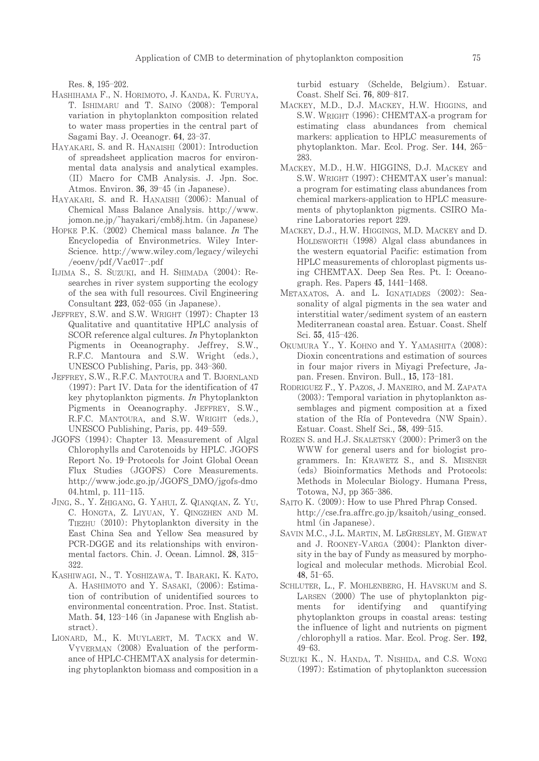Res. **8**, 195–202.

Hashihama F., N. Horimoto, J. Kanda, K. Furuya, T. Ishimaru and T. Saino (2008): Temporal variation in phytoplankton composition related to water mass properties in the central part of Sagami Bay. J. Oceanogr. **64**, 23–37.

Hayakari, S. and R. Hanaishi (2001): Introduction of spreadsheet application macros for environmental data analysis and analytical examples. (II) Macro for CMB Analysis. J. Jpn. Soc. Atmos. Environ. **36**, 39–45 (in Japanese).

Hayakari, S. and R. Hanaishi (2006): Manual of Chemical Mass Balance Analysis. http://www.jomon.ne.jp/~hayakari/cmb8j.htm. (in Japanese)

Hopke P.K. (2002) Chemical mass balance. *In* The Encyclopedia of Environmetrics. Wiley InterScience. http://www.wiley.com/legacy/wileychi/eoenv/pdf/Vac017–.pdf

Iijima S., S. Suzuki, and H. Shimada (2004): Researches in river system supporting the ecology of the sea with full resources. Civil Engineering Consultant **223**, 052–055 (in Japanese).

Jeffrey, S.W. and S.W. Wright (1997): Chapter 13 Qualitative and quantitative HPLC analysis of SCOR reference algal cultures. *In* Phytoplankton Pigments in Oceanography. Jeffrey, S.W., R.F.C. Mantoura and S.W. Wright (eds.), UNESCO Publishing, Paris, pp. 343–360.

Jeffrey, S.W., R.F.C. Mantoura and T. Bjornland (1997): Part IV. Data for the identification of 47 key phytoplankton pigments. *In* Phytoplankton Pigments in Oceanography. Jeffrey, S.W., R.F.C. Mantoura, and S.W. Wright (eds.), UNESCO Publishing, Paris, pp. 449–559.

JGOFS (1994): Chapter 13. Measurement of Algal Chlorophylls and Carotenoids by HPLC. JGOFS Report No. 19–Protocols for Joint Global Ocean Flux Studies (JGOFS) Core Measurements. http://www.jodc.go.jp/JGOFS_DMO/jgofs-dmo04.html, p. 111–115.

Jing, S., Y. Zhigang, G. Yahui, Z. Qianqian, Z. Yu, C. Hongta, Z. Liyuan, Y. Qingzhen and M. Tiezhu (2010): Phytoplankton diversity in the East China Sea and Yellow Sea measured by PCR-DGGE and its relationships with environmental factors. Chin. J. Ocean. Limnol. **28**, 315–322.

Kashiwagi, N., T. Yoshizawa, T. Ibaraki, K. Kato, A. Hashimoto and Y. Sasaki, (2006): Estimation of contribution of unidentified sources to environmental concentration. Proc. Inst. Statist. Math. **54**, 123–146 (in Japanese with English abstract).

Lionard, M., K. Muylaert, M. Tackx and W. Vyverman (2008) Evaluation of the performance of HPLC-CHEMTAX analysis for determining phytoplankton biomass and composition in a turbid estuary (Schelde, Belgium). Estuar. Coast. Shelf Sci. **76**, 809–817.

Mackey, M.D., D.J. Mackey, H.W. Higgins, and S.W. Wright (1996): CHEMTAX-a program for estimating class abundances from chemical markers: application to HPLC measurements of phytoplankton. Mar. Ecol. Prog. Ser. **144**, 265–283.

Mackey, M.D., H.W. HIGGINS, D.J. Mackey and S.W. Wright (1997): CHEMTAX user's manual: a program for estimating class abundances from chemical markers-application to HPLC measurements of phytoplankton pigments. CSIRO Marine Laboratories report 229.

Mackey, D.J., H.W. Higgings, M.D. Mackey and D. Holdsworth (1998) Algal class abundances in the western equatorial Pacific: estimation from HPLC measurements of chloroplast pigments using CHEMTAX. Deep Sea Res. Pt. I: Oceanograph. Res. Papers **45**, 1441–1468.

Metaxatos, A. and L. Ignatiades (2002): Seasonality of algal pigments in the sea water and interstitial water/sediment system of an eastern Mediterranean coastal area. Estuar. Coast. Shelf Sci. **55**, 415–426.

Okumura Y., Y. Kohno and Y. Yamashita (2008): Dioxin concentrations and estimation of sources in four major rivers in Miyagi Prefecture, Japan. Fresen. Environ. Bull., **15**, 173–181.

Rodriguez F., Y. Pazos, J. Maneiro, and M. Zapata (2003): Temporal variation in phytoplankton assemblages and pigment composition at a fixed station of the Ría of Pontevedra (NW Spain). Estuar. Coast. Shelf Sci., **58**, 499–515.

Rozen S. and H.J. Skaletsky (2000): Primer3 on the WWW for general users and for biologist programmers. In: Krawetz S., and S. Misener (eds) Bioinformatics Methods and Protocols: Methods in Molecular Biology. Humana Press, Totowa, NJ, pp 365–386.

Saito K. (2009): How to use Phred Phrap Consed. http://cse.fra.affrc.go.jp/ksaitoh/using_consed.html (in Japanese).

Savin M.C., J.L. Martin, M. LeGresley, M. Giewat and J. Rooney-Varga (2004): Plankton diversity in the bay of Fundy as measured by morphological and molecular methods. Microbial Ecol. **48**, 51–65.

Schluter, L., F. Mohlenberg, H. Havskum and S. Larsen (2000) The use of phytoplankton pigments for identifying and quantifying phytoplankton groups in coastal areas: testing the influence of light and nutrients on pigment /chlorophyll a ratios. Mar. Ecol. Prog. Ser. **192**, 49–63.

Suzuki K., N. Handa, T. Nishida, and C.S. Wong (1997): Estimation of phytoplankton succession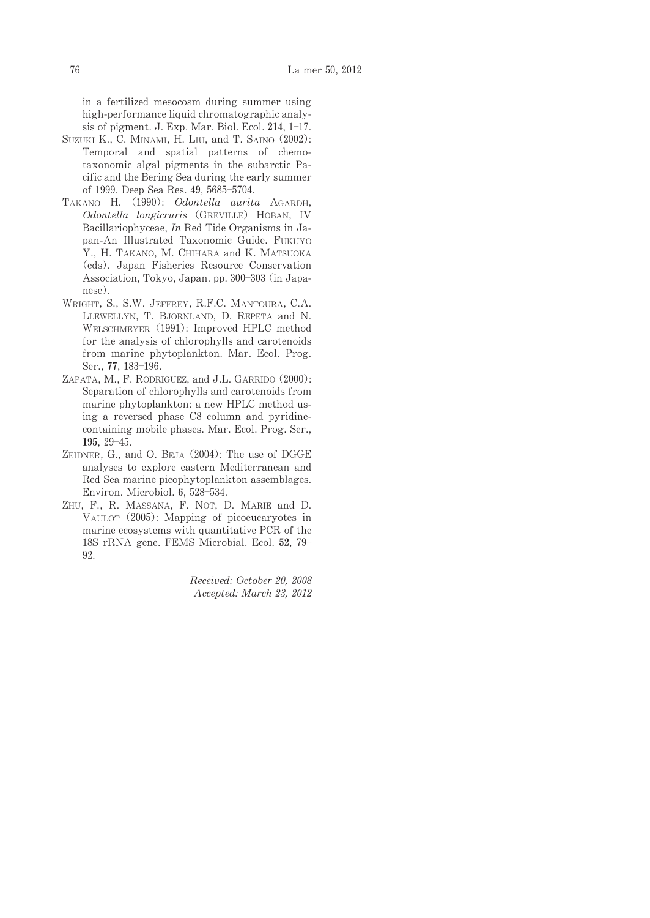in a fertilized mesocosm during summer using high-performance liquid chromatographic analysis of pigment. J. Exp. Mar. Biol. Ecol. **214**, 1–17.

SUZUKI K., C. MINAMI, H. LIU, and T. SAINO (2002): Temporal and spatial patterns of chemotaxonomic algal pigments in the subarctic Pacific and the Bering Sea during the early summer of 1999. Deep Sea Res. **49**, 5685–5704.

TAKANO H. (1990): *Odontella aurita* AGARDH, *Odontella longicruris* (GREVILLE) HOBAN, IV Bacillariophyceae, *In* Red Tide Organisms in Japan-An Illustrated Taxonomic Guide. FUKUYO Y., H. TAKANO, M. CHIHARA and K. MATSUOKA (eds). Japan Fisheries Resource Conservation Association, Tokyo, Japan. pp. 300–303 (in Japanese).

WRIGHT, S., S.W. JEFFREY, R.F.C. MANTOURA, C.A. LLEWELLYN, T. BJORNLAND, D. REPETA and N. WELSCHMEYER (1991): Improved HPLC method for the analysis of chlorophylls and carotenoids from marine phytoplankton. Mar. Ecol. Prog. Ser., **77**, 183–196.

ZAPATA, M., F. RODRIGUEZ, and J.L. GARRIDO (2000): Separation of chlorophylls and carotenoids from marine phytoplankton: a new HPLC method using a reversed phase C8 column and pyridine-containing mobile phases. Mar. Ecol. Prog. Ser., **195**, 29–45.

ZEIDNER, G., and O. BEJA (2004): The use of DGGE analyses to explore eastern Mediterranean and Red Sea marine picophytoplankton assemblages. Environ. Microbiol. **6**, 528–534.

ZHU, F., R. MASSANA, F. NOT, D. MARIE and D. VAULOT (2005): Mapping of picoeucaryotes in marine ecosystems with quantitative PCR of the 18S rRNA gene. FEMS Microbial. Ecol. **52**, 79–92.

*Received: October 20, 2008*
*Accepted: March 23, 2012*